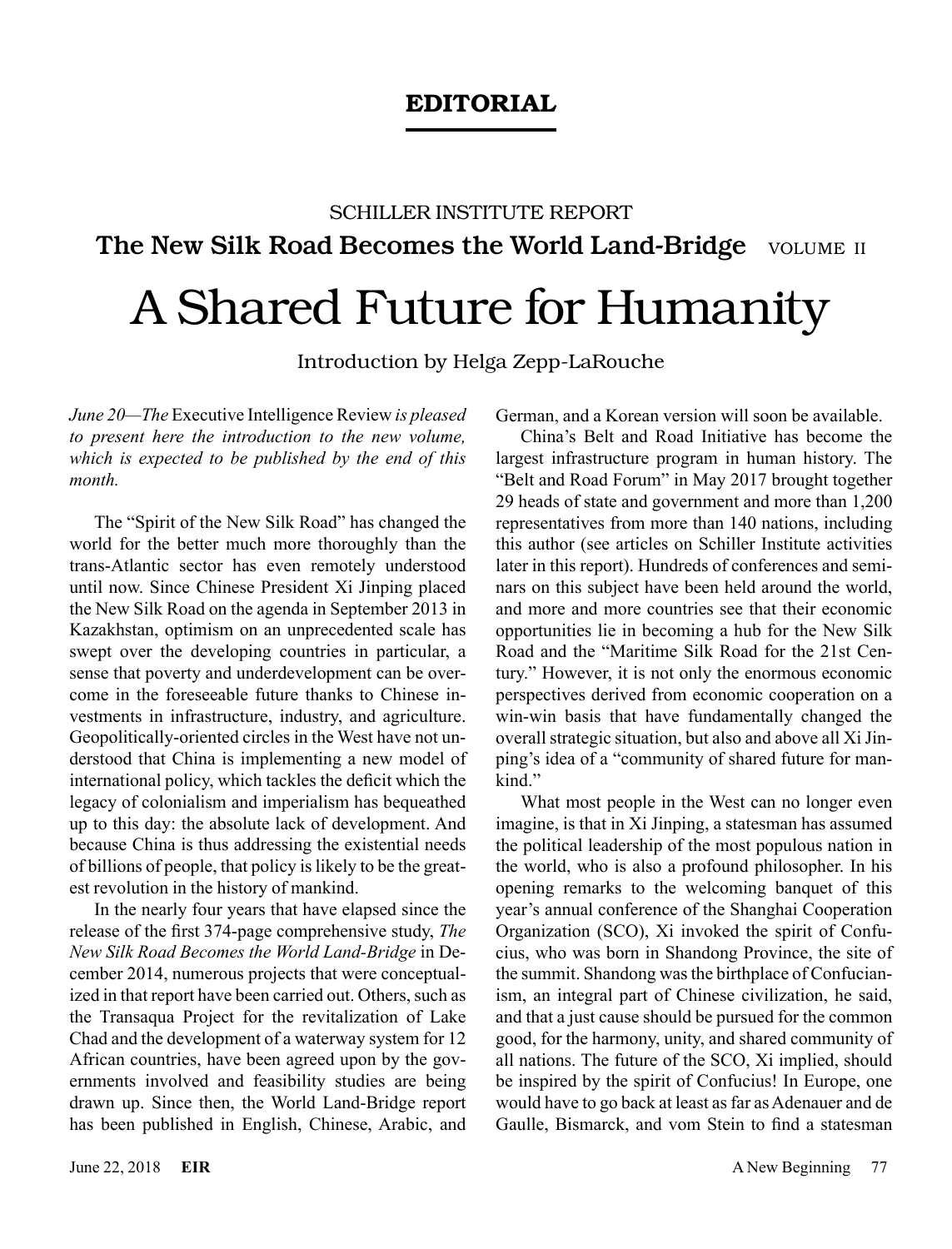# EDITORIAL

SCHILLER INSTITUTE REPORT

**The New Silk Road Becomes the World Land-Bridge** VOLUME II

# A Shared Future for Humanity

Introduction by Helga Zepp-LaRouche

*June 20—The* Executive Intelligence Review *is pleased to present here the introduction to the new volume, which is expected to be published by the end of this month.*

The "Spirit of the New Silk Road" has changed the world for the better much more thoroughly than the trans-Atlantic sector has even remotely understood until now. Since Chinese President Xi Jinping placed the New Silk Road on the agenda in September 2013 in Kazakhstan, optimism on an unprecedented scale has swept over the developing countries in particular, a sense that poverty and underdevelopment can be overcome in the foreseeable future thanks to Chinese investments in infrastructure, industry, and agriculture. Geopolitically-oriented circles in the West have not understood that China is implementing a new model of international policy, which tackles the deficit which the legacy of colonialism and imperialism has bequeathed up to this day: the absolute lack of development. And because China is thus addressing the existential needs of billions of people, that policy is likely to be the greatest revolution in the history of mankind.

In the nearly four years that have elapsed since the release of the first 374-page comprehensive study, *The New Silk Road Becomes the World Land-Bridge* in December 2014, numerous projects that were conceptualized in that report have been carried out. Others, such as the Transaqua Project for the revitalization of Lake Chad and the development of a waterway system for 12 African countries, have been agreed upon by the governments involved and feasibility studies are being drawn up. Since then, the World Land-Bridge report has been published in English, Chinese, Arabic, and German, and a Korean version will soon be available.

China's Belt and Road Initiative has become the largest infrastructure program in human history. The "Belt and Road Forum" in May 2017 brought together 29 heads of state and government and more than 1,200 representatives from more than 140 nations, including this author (see articles on Schiller Institute activities later in this report). Hundreds of conferences and seminars on this subject have been held around the world, and more and more countries see that their economic opportunities lie in becoming a hub for the New Silk Road and the "Maritime Silk Road for the 21st Century." However, it is not only the enormous economic perspectives derived from economic cooperation on a win-win basis that have fundamentally changed the overall strategic situation, but also and above all Xi Jinping's idea of a "community of shared future for mankind."

What most people in the West can no longer even imagine, is that in Xi Jinping, a statesman has assumed the political leadership of the most populous nation in the world, who is also a profound philosopher. In his opening remarks to the welcoming banquet of this year's annual conference of the Shanghai Cooperation Organization (SCO), Xi invoked the spirit of Confucius, who was born in Shandong Province, the site of the summit. Shandong was the birthplace of Confucianism, an integral part of Chinese civilization, he said, and that a just cause should be pursued for the common good, for the harmony, unity, and shared community of all nations. The future of the SCO, Xi implied, should be inspired by the spirit of Confucius! In Europe, one would have to go back at least as far as Adenauer and de Gaulle, Bismarck, and vom Stein to find a statesman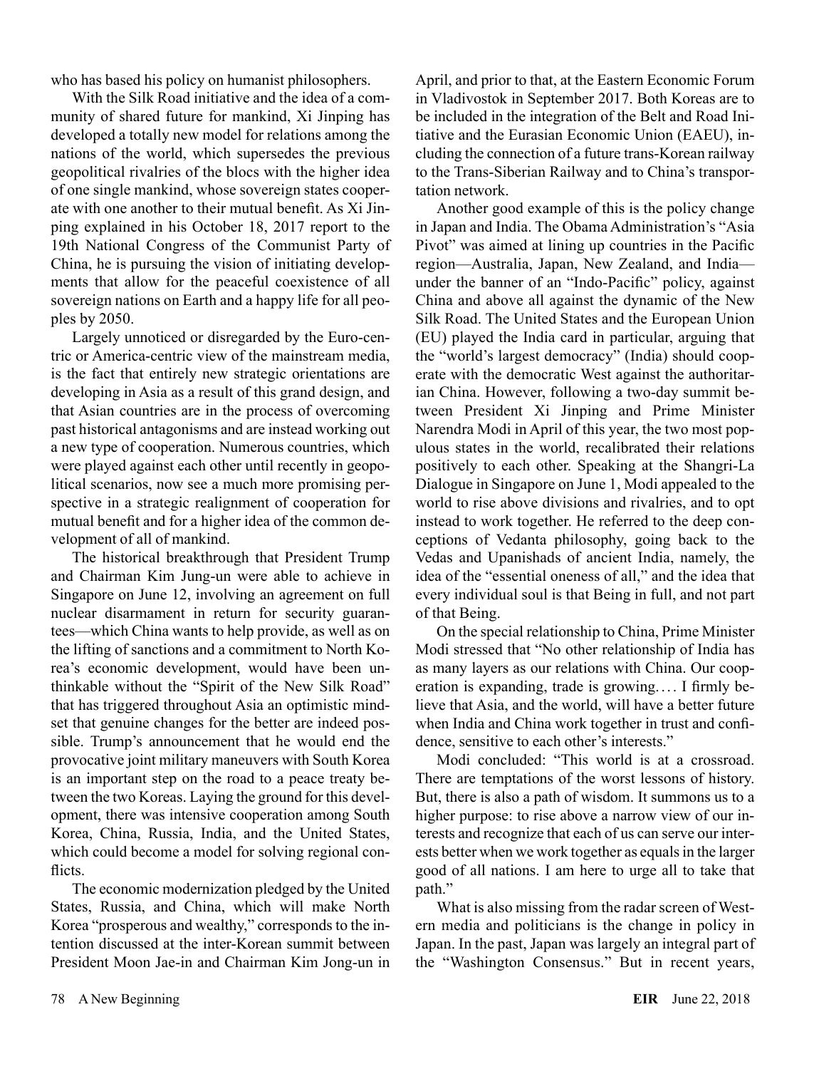who has based his policy on humanist philosophers.

With the Silk Road initiative and the idea of a community of shared future for mankind, Xi Jinping has developed a totally new model for relations among the nations of the world, which supersedes the previous geopolitical rivalries of the blocs with the higher idea of one single mankind, whose sovereign states cooperate with one another to their mutual benefit. As Xi Jinping explained in his October 18, 2017 report to the 19th National Congress of the Communist Party of China, he is pursuing the vision of initiating developments that allow for the peaceful coexistence of all sovereign nations on Earth and a happy life for all peoples by 2050.

Largely unnoticed or disregarded by the Euro-centric or America-centric view of the mainstream media, is the fact that entirely new strategic orientations are developing in Asia as a result of this grand design, and that Asian countries are in the process of overcoming past historical antagonisms and are instead working out a new type of cooperation. Numerous countries, which were played against each other until recently in geopolitical scenarios, now see a much more promising perspective in a strategic realignment of cooperation for mutual benefit and for a higher idea of the common development of all of mankind.

The historical breakthrough that President Trump and Chairman Kim Jung-un were able to achieve in Singapore on June 12, involving an agreement on full nuclear disarmament in return for security guarantees—which China wants to help provide, as well as on the lifting of sanctions and a commitment to North Korea's economic development, would have been unthinkable without the "Spirit of the New Silk Road" that has triggered throughout Asia an optimistic mindset that genuine changes for the better are indeed possible. Trump's announcement that he would end the provocative joint military maneuvers with South Korea is an important step on the road to a peace treaty between the two Koreas. Laying the ground for this development, there was intensive cooperation among South Korea, China, Russia, India, and the United States, which could become a model for solving regional conflicts.

The economic modernization pledged by the United States, Russia, and China, which will make North Korea "prosperous and wealthy," corresponds to the intention discussed at the inter-Korean summit between President Moon Jae-in and Chairman Kim Jong-un in April, and prior to that, at the Eastern Economic Forum in Vladivostok in September 2017. Both Koreas are to be included in the integration of the Belt and Road Initiative and the Eurasian Economic Union (EAEU), including the connection of a future trans-Korean railway to the Trans-Siberian Railway and to China's transportation network.

Another good example of this is the policy change in Japan and India. The Obama Administration's "Asia Pivot" was aimed at lining up countries in the Pacific region—Australia, Japan, New Zealand, and India—under the banner of an "Indo-Pacific" policy, against China and above all against the dynamic of the New Silk Road. The United States and the European Union (EU) played the India card in particular, arguing that the "world's largest democracy" (India) should cooperate with the democratic West against the authoritarian China. However, following a two-day summit between President Xi Jinping and Prime Minister Narendra Modi in April of this year, the two most populous states in the world, recalibrated their relations positively to each other. Speaking at the Shangri-La Dialogue in Singapore on June 1, Modi appealed to the world to rise above divisions and rivalries, and to opt instead to work together. He referred to the deep conceptions of Vedanta philosophy, going back to the Vedas and Upanishads of ancient India, namely, the idea of the "essential oneness of all," and the idea that every individual soul is that Being in full, and not part of that Being.

On the special relationship to China, Prime Minister Modi stressed that "No other relationship of India has as many layers as our relations with China. Our cooperation is expanding, trade is growing.... I firmly believe that Asia, and the world, will have a better future when India and China work together in trust and confidence, sensitive to each other's interests."

Modi concluded: "This world is at a crossroad. There are temptations of the worst lessons of history. But, there is also a path of wisdom. It summons us to a higher purpose: to rise above a narrow view of our interests and recognize that each of us can serve our interests better when we work together as equals in the larger good of all nations. I am here to urge all to take that path."

What is also missing from the radar screen of Western media and politicians is the change in policy in Japan. In the past, Japan was largely an integral part of the "Washington Consensus." But in recent years,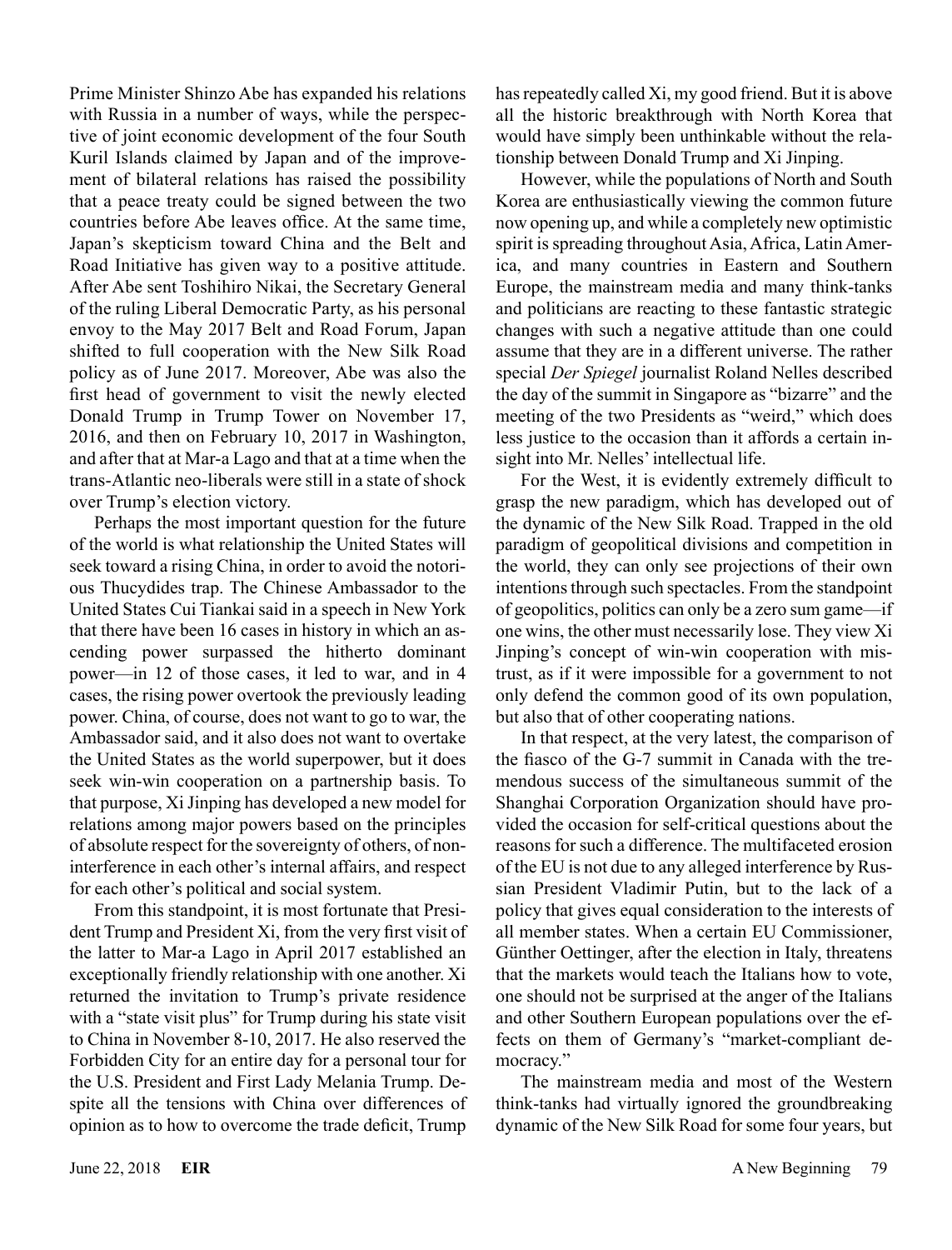Prime Minister Shinzo Abe has expanded his relations with Russia in a number of ways, while the perspective of joint economic development of the four South Kuril Islands claimed by Japan and of the improvement of bilateral relations has raised the possibility that a peace treaty could be signed between the two countries before Abe leaves office. At the same time, Japan's skepticism toward China and the Belt and Road Initiative has given way to a positive attitude. After Abe sent Toshihiro Nikai, the Secretary General of the ruling Liberal Democratic Party, as his personal envoy to the May 2017 Belt and Road Forum, Japan shifted to full cooperation with the New Silk Road policy as of June 2017. Moreover, Abe was also the first head of government to visit the newly elected Donald Trump in Trump Tower on November 17, 2016, and then on February 10, 2017 in Washington, and after that at Mar-a Lago and that at a time when the trans-Atlantic neo-liberals were still in a state of shock over Trump's election victory.

Perhaps the most important question for the future of the world is what relationship the United States will seek toward a rising China, in order to avoid the notorious Thucydides trap. The Chinese Ambassador to the United States Cui Tiankai said in a speech in New York that there have been 16 cases in history in which an ascending power surpassed the hitherto dominant power—in 12 of those cases, it led to war, and in 4 cases, the rising power overtook the previously leading power. China, of course, does not want to go to war, the Ambassador said, and it also does not want to overtake the United States as the world superpower, but it does seek win-win cooperation on a partnership basis. To that purpose, Xi Jinping has developed a new model for relations among major powers based on the principles of absolute respect for the sovereignty of others, of noninterference in each other's internal affairs, and respect for each other's political and social system.

From this standpoint, it is most fortunate that President Trump and President Xi, from the very first visit of the latter to Mar-a Lago in April 2017 established an exceptionally friendly relationship with one another. Xi returned the invitation to Trump's private residence with a "state visit plus" for Trump during his state visit to China in November 8-10, 2017. He also reserved the Forbidden City for an entire day for a personal tour for the U.S. President and First Lady Melania Trump. Despite all the tensions with China over differences of opinion as to how to overcome the trade deficit, Trump has repeatedly called Xi, my good friend. But it is above all the historic breakthrough with North Korea that would have simply been unthinkable without the relationship between Donald Trump and Xi Jinping.

However, while the populations of North and South Korea are enthusiastically viewing the common future now opening up, and while a completely new optimistic spirit is spreading throughout Asia, Africa, Latin America, and many countries in Eastern and Southern Europe, the mainstream media and many think-tanks and politicians are reacting to these fantastic strategic changes with such a negative attitude than one could assume that they are in a different universe. The rather special *Der Spiegel* journalist Roland Nelles described the day of the summit in Singapore as "bizarre" and the meeting of the two Presidents as "weird," which does less justice to the occasion than it affords a certain insight into Mr. Nelles' intellectual life.

For the West, it is evidently extremely difficult to grasp the new paradigm, which has developed out of the dynamic of the New Silk Road. Trapped in the old paradigm of geopolitical divisions and competition in the world, they can only see projections of their own intentions through such spectacles. From the standpoint of geopolitics, politics can only be a zero sum game—if one wins, the other must necessarily lose. They view Xi Jinping's concept of win-win cooperation with mistrust, as if it were impossible for a government to not only defend the common good of its own population, but also that of other cooperating nations.

In that respect, at the very latest, the comparison of the fiasco of the G-7 summit in Canada with the tremendous success of the simultaneous summit of the Shanghai Corporation Organization should have provided the occasion for self-critical questions about the reasons for such a difference. The multifaceted erosion of the EU is not due to any alleged interference by Russian President Vladimir Putin, but to the lack of a policy that gives equal consideration to the interests of all member states. When a certain EU Commissioner, Günther Oettinger, after the election in Italy, threatens that the markets would teach the Italians how to vote, one should not be surprised at the anger of the Italians and other Southern European populations over the effects on them of Germany's "market-compliant democracy."

The mainstream media and most of the Western think-tanks had virtually ignored the groundbreaking dynamic of the New Silk Road for some four years, but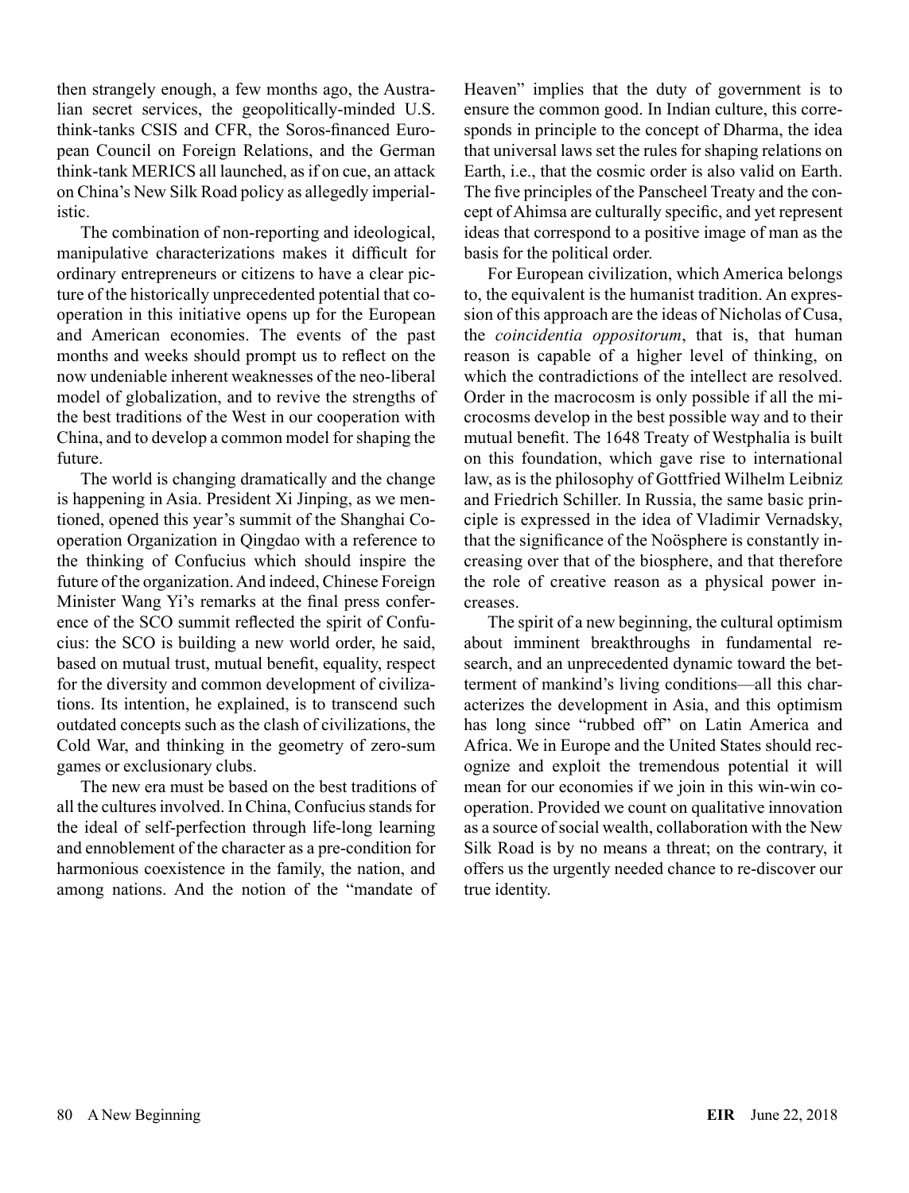then strangely enough, a few months ago, the Australian secret services, the geopolitically-minded U.S. think-tanks CSIS and CFR, the Soros-financed European Council on Foreign Relations, and the German think-tank MERICS all launched, as if on cue, an attack on China's New Silk Road policy as allegedly imperialistic.

The combination of non-reporting and ideological, manipulative characterizations makes it difficult for ordinary entrepreneurs or citizens to have a clear picture of the historically unprecedented potential that cooperation in this initiative opens up for the European and American economies. The events of the past months and weeks should prompt us to reflect on the now undeniable inherent weaknesses of the neo-liberal model of globalization, and to revive the strengths of the best traditions of the West in our cooperation with China, and to develop a common model for shaping the future.

The world is changing dramatically and the change is happening in Asia. President Xi Jinping, as we mentioned, opened this year's summit of the Shanghai Cooperation Organization in Qingdao with a reference to the thinking of Confucius which should inspire the future of the organization. And indeed, Chinese Foreign Minister Wang Yi's remarks at the final press conference of the SCO summit reflected the spirit of Confucius: the SCO is building a new world order, he said, based on mutual trust, mutual benefit, equality, respect for the diversity and common development of civilizations. Its intention, he explained, is to transcend such outdated concepts such as the clash of civilizations, the Cold War, and thinking in the geometry of zero-sum games or exclusionary clubs.

The new era must be based on the best traditions of all the cultures involved. In China, Confucius stands for the ideal of self-perfection through life-long learning and ennoblement of the character as a pre-condition for harmonious coexistence in the family, the nation, and among nations. And the notion of the "mandate of Heaven" implies that the duty of government is to ensure the common good. In Indian culture, this corresponds in principle to the concept of Dharma, the idea that universal laws set the rules for shaping relations on Earth, i.e., that the cosmic order is also valid on Earth. The five principles of the Panscheel Treaty and the concept of Ahimsa are culturally specific, and yet represent ideas that correspond to a positive image of man as the basis for the political order.

For European civilization, which America belongs to, the equivalent is the humanist tradition. An expression of this approach are the ideas of Nicholas of Cusa, the *coincidentia oppositorum*, that is, that human reason is capable of a higher level of thinking, on which the contradictions of the intellect are resolved. Order in the macrocosm is only possible if all the microcosms develop in the best possible way and to their mutual benefit. The 1648 Treaty of Westphalia is built on this foundation, which gave rise to international law, as is the philosophy of Gottfried Wilhelm Leibniz and Friedrich Schiller. In Russia, the same basic principle is expressed in the idea of Vladimir Vernadsky, that the significance of the Noösphere is constantly increasing over that of the biosphere, and that therefore the role of creative reason as a physical power increases.

The spirit of a new beginning, the cultural optimism about imminent breakthroughs in fundamental research, and an unprecedented dynamic toward the betterment of mankind's living conditions—all this characterizes the development in Asia, and this optimism has long since "rubbed off" on Latin America and Africa. We in Europe and the United States should recognize and exploit the tremendous potential it will mean for our economies if we join in this win-win cooperation. Provided we count on qualitative innovation as a source of social wealth, collaboration with the New Silk Road is by no means a threat; on the contrary, it offers us the urgently needed chance to re-discover our true identity.